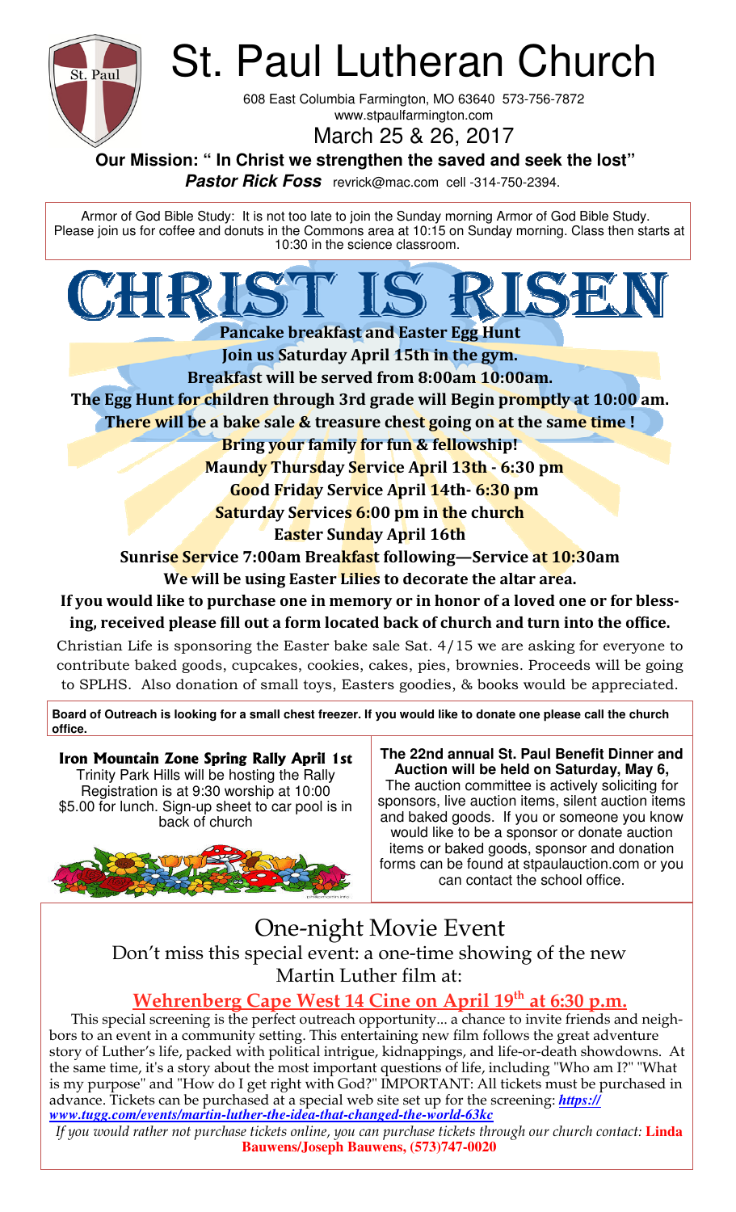# St. Paul Lutheran Church

608 East Columbia Farmington, MO 63640 573-756-7872
www.stpaulfarmington.com

March 25 & 26, 2017

**Our Mission: " In Christ we strengthen the saved and seek the lost"**

***Pastor Rick Foss*** revrick@mac.com cell -314-750-2394.

Armor of God Bible Study: It is not too late to join the Sunday morning Armor of God Bible Study. Please join us for coffee and donuts in the Commons area at 10:15 on Sunday morning. Class then starts at 10:30 in the science classroom.

# CHRIST IS RISEN

**Pancake breakfast and Easter Egg Hunt**

**Join us Saturday April 15th in the gym.**

**Breakfast will be served from 8:00am 10:00am.**

**The Egg Hunt for children through 3rd grade will Begin promptly at 10:00 am.**

**There will be a bake sale & treasure chest going on at the same time !**

**Bring your family for fun & fellowship!**

**Maundy Thursday Service April 13th - 6:30 pm**

**Good Friday Service April 14th- 6:30 pm**

**Saturday Services 6:00 pm in the church**

**Easter Sunday April 16th**

**Sunrise Service 7:00am Breakfast following—Service at 10:30am**

**We will be using Easter Lilies to decorate the altar area.**

**If you would like to purchase one in memory or in honor of a loved one or for blessing, received please fill out a form located back of church and turn into the office.**

Christian Life is sponsoring the Easter bake sale Sat. 4/15 we are asking for everyone to contribute baked goods, cupcakes, cookies, cakes, pies, brownies. Proceeds will be going to SPLHS. Also donation of small toys, Easters goodies, & books would be appreciated.

**Board of Outreach is looking for a small chest freezer. If you would like to donate one please call the church office.**

**Iron Mountain Zone Spring Rally April 1st**

Trinity Park Hills will be hosting the Rally Registration is at 9:30 worship at 10:00 $5.00 for lunch. Sign-up sheet to car pool is in back of church

**The 22nd annual St. Paul Benefit Dinner and Auction will be held on Saturday, May 6,**

The auction committee is actively soliciting for sponsors, live auction items, silent auction items and baked goods. If you or someone you know would like to be a sponsor or donate auction items or baked goods, sponsor and donation forms can be found at stpaulauction.com or you can contact the school office.

## One-night Movie Event

Don't miss this special event: a one-time showing of the new Martin Luther film at:

**Wehrenberg Cape West 14 Cine on April 19th at 6:30 p.m.**

This special screening is the perfect outreach opportunity... a chance to invite friends and neighbors to an event in a community setting. This entertaining new film follows the great adventure story of Luther's life, packed with political intrigue, kidnappings, and life-or-death showdowns. At the same time, it's a story about the most important questions of life, including "Who am I?" "What is my purpose" and "How do I get right with God?" IMPORTANT: All tickets must be purchased in advance. Tickets can be purchased at a special web site set up for the screening: ***https://www.tugg.com/events/martin-luther-the-idea-that-changed-the-world-63kc***

*If you would rather not purchase tickets online, you can purchase tickets through our church contact:* **Linda Bauwens/Joseph Bauwens, (573)747-0020**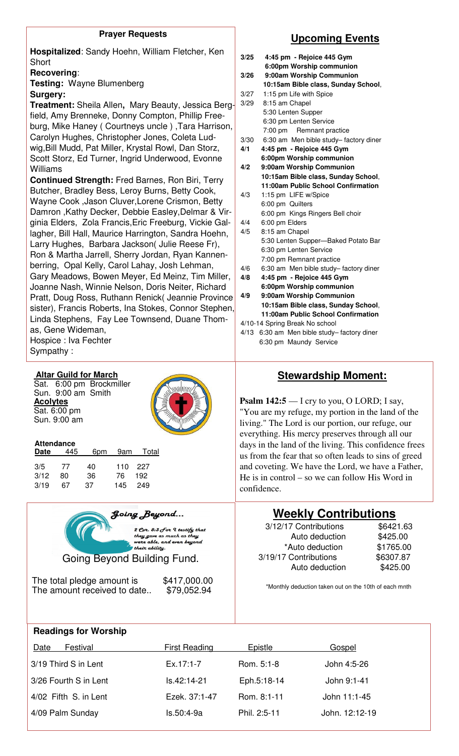## Prayer Requests

**Hospitalized**: Sandy Hoehn, William Fletcher, Ken Short

**Recovering**:

**Testing:** Wayne Blumenberg

**Surgery:**

**Treatment:** Sheila Allen**,** Mary Beauty, Jessica Bergfield, Amy Brenneke, Donny Compton, Phillip Freeburg, Mike Haney ( Courtneys uncle ) ,Tara Harrison, Carolyn Hughes, Christopher Jones, Coleta Ludwig,Bill Mudd, Pat Miller, Krystal Rowl, Dan Storz, Scott Storz, Ed Turner, Ingrid Underwood, Evonne Williams

**Continued Strength:** Fred Barnes, Ron Biri, Terry Butcher, Bradley Bess, Leroy Burns, Betty Cook, Wayne Cook ,Jason Cluver,Lorene Crismon, Betty Damron ,Kathy Decker, Debbie Easley,Delmar & Virginia Elders, Zola Francis,Eric Freeburg, Vickie Gallagher, Bill Hall, Maurice Harrington, Sandra Hoehn, Larry Hughes, Barbara Jackson( Julie Reese Fr), Ron & Martha Jarrell, Sherry Jordan, Ryan Kannenberring, Opal Kelly, Carol Lahay, Josh Lehman, Gary Meadows, Bowen Meyer, Ed Meinz, Tim Miller, Joanne Nash, Winnie Nelson, Doris Neiter, Richard Pratt, Doug Ross, Ruthann Renick( Jeannie Province sister), Francis Roberts, Ina Stokes, Connor Stephen, Linda Stephens, Fay Lee Townsend, Duane Thomas, Gene Wideman,

Hospice : Iva Fechter

Sympathy :

## Upcoming Events

- **3/25 4:45 pm - Rejoice 445 Gym**
  **6:00pm Worship communion**
- **3/26 9:00am Worship Communion**
  **10:15am Bible class, Sunday School**,
- 3/27 1:15 pm Life with Spice
- 3/29 8:15 am Chapel
  5:30 Lenten Supper
  6:30 pm Lenten Service
  7:00 pm Remnant practice
- 3/30 6:30 am Men bible study– factory diner
- **4/1 4:45 pm - Rejoice 445 Gym**
  **6:00pm Worship communion**
- **4/2 9:00am Worship Communion**
  **10:15am Bible class, Sunday School**,
  **11:00am Public School Confirmation**
- 4/3 1:15 pm LIFE w/Spice
  6:00 pm Quilters
  6:00 pm Kings Ringers Bell choir
- 4/4 6:00 pm Elders
- 4/5 8:15 am Chapel
  5:30 Lenten Supper—Baked Potato Bar
  6:30 pm Lenten Service
  7:00 pm Remnant practice
- 4/6 6:30 am Men bible study– factory diner
- **4/8 4:45 pm - Rejoice 445 Gym**
  **6:00pm Worship communion**
- **4/9 9:00am Worship Communion**
  **10:15am Bible class, Sunday School**,
  **11:00am Public School Confirmation**
- 4/10-14 Spring Break No school
- 4/13 6:30 am Men bible study– factory diner
  6:30 pm Maundy Service

**Altar Guild for March**

Sat. 6:00 pm Brockmiller
Sun. 9:00 am Smith

**Acolytes**

Sat. 6:00 pm
Sun. 9:00 am

**Attendance**

| Date | 445 | 6pm | 9am | Total |
|---|---|---|---|---|
| 3/5 | 77 | 40 | 110 | 227 |
| 3/12 | 80 | 36 | 76 | 192 |
| 3/19 | 67 | 37 | 145 | 249 |

## Stewardship Moment:

**Psalm 142:5** — I cry to you, O LORD; I say, "You are my refuge, my portion in the land of the living." The Lord is our portion, our refuge, our everything. His mercy preserves through all our days in the land of the living. This confidence frees us from the fear that so often leads to sins of greed and coveting. We have the Lord, we have a Father, He is in control – so we can follow His Word in confidence.

*Going Beyond...*

*2 Cor. 8:3 For I testify that they gave as much as they were able, and even beyond their ability.*

Going Beyond Building Fund.

| | |
|---|---|
| The total pledge amount is | $417,000.00 |
| The amount received to date.. | $79,052.94 |

## Weekly Contributions

| | |
|---|---|
| 3/12/17 Contributions | $6421.63 |
| Auto deduction | $425.00 |
| *Auto deduction | $1765.00 |
| 3/19/17 Contributions | $6307.87 |
| Auto deduction | $425.00 |

*Monthly deduction taken out on the 10th of each mnth

### Readings for Worship

| Date Festival | First Reading | Epistle | Gospel |
|---|---|---|---|
| 3/19 Third S in Lent | Ex.17:1-7 | Rom. 5:1-8 | John 4:5-26 |
| 3/26 Fourth S in Lent | Is.42:14-21 | Eph.5:18-14 | John 9:1-41 |
| 4/02 Fifth S. in Lent | Ezek. 37:1-47 | Rom. 8:1-11 | John 11:1-45 |
| 4/09 Palm Sunday | Is.50:4-9a | Phil. 2:5-11 | John. 12:12-19 |